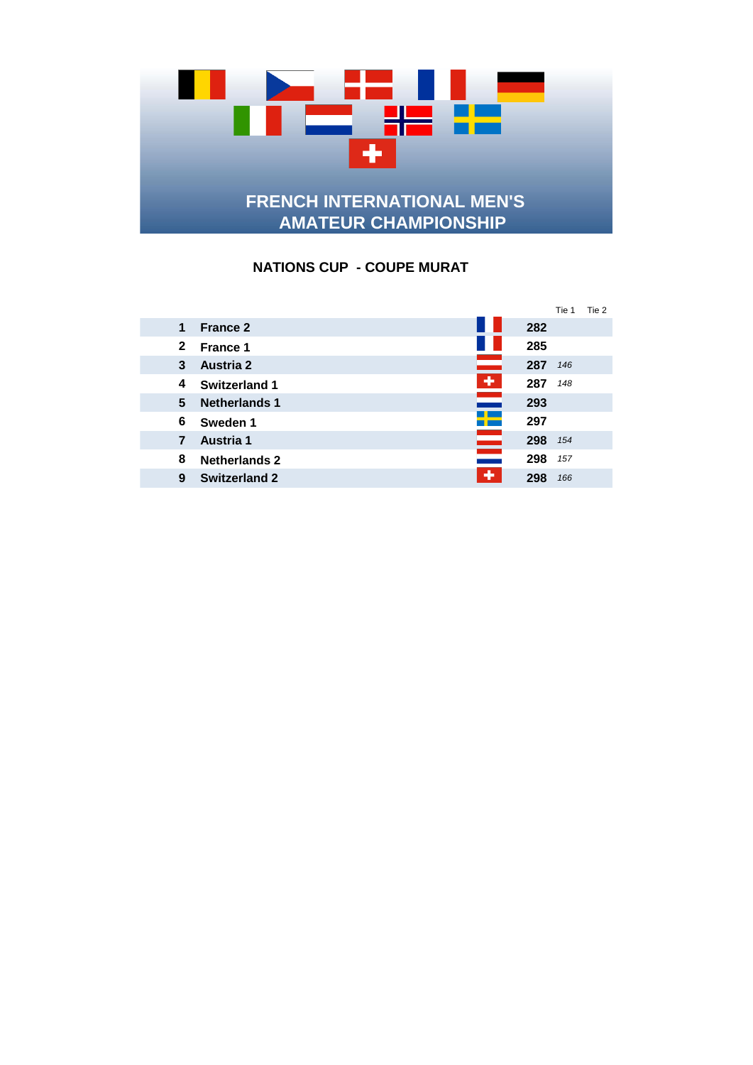# FRENCH INTERNATIONAL MEN'S AMATEUR CHAMPIONSHIP

## NATIONS CUP - COUPE MURAT

| | | | Tie 1 | Tie 2 |
|---|---|---|---|---|
| **1** | **France 2** | **282** | | |
| **2** | **France 1** | **285** | | |
| **3** | **Austria 2** | **287** | *146* | |
| **4** | **Switzerland 1** | **287** | *148* | |
| **5** | **Netherlands 1** | **293** | | |
| **6** | **Sweden 1** | **297** | | |
| **7** | **Austria 1** | **298** | *154* | |
| **8** | **Netherlands 2** | **298** | *157* | |
| **9** | **Switzerland 2** | **298** | *166* | |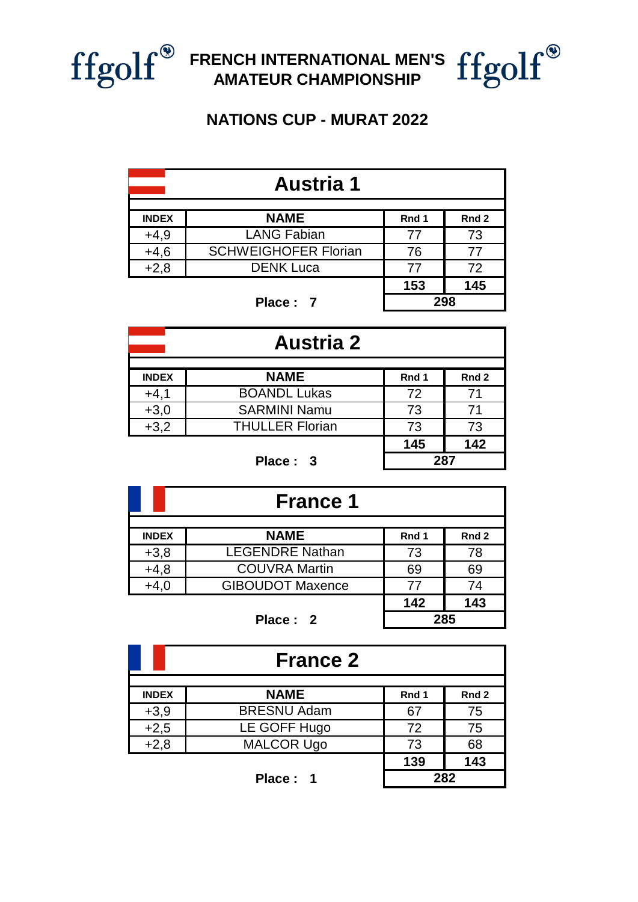# FRENCH INTERNATIONAL MEN'S AMATEUR CHAMPIONSHIP

## NATIONS CUP - MURAT 2022

### Austria 1

| INDEX | NAME | Rnd 1 | Rnd 2 |
|---|---|---|---|
| +4,9 | LANG Fabian | 77 | 73 |
| +4,6 | SCHWEIGHOFER Florian | 76 | 77 |
| +2,8 | DENK Luca | 77 | 72 |
| | | **153** | **145** |
| | **Place : 7** | **298** | |

### Austria 2

| INDEX | NAME | Rnd 1 | Rnd 2 |
|---|---|---|---|
| +4,1 | BOANDL Lukas | 72 | 71 |
| +3,0 | SARMINI Namu | 73 | 71 |
| +3,2 | THULLER Florian | 73 | 73 |
| | | **145** | **142** |
| | **Place : 3** | **287** | |

### France 1

| INDEX | NAME | Rnd 1 | Rnd 2 |
|---|---|---|---|
| +3,8 | LEGENDRE Nathan | 73 | 78 |
| +4,8 | COUVRA Martin | 69 | 69 |
| +4,0 | GIBOUDOT Maxence | 77 | 74 |
| | | **142** | **143** |
| | **Place : 2** | **285** | |

### France 2

| INDEX | NAME | Rnd 1 | Rnd 2 |
|---|---|---|---|
| +3,9 | BRESNU Adam | 67 | 75 |
| +2,5 | LE GOFF Hugo | 72 | 75 |
| +2,8 | MALCOR Ugo | 73 | 68 |
| | | **139** | **143** |
| | **Place : 1** | **282** | |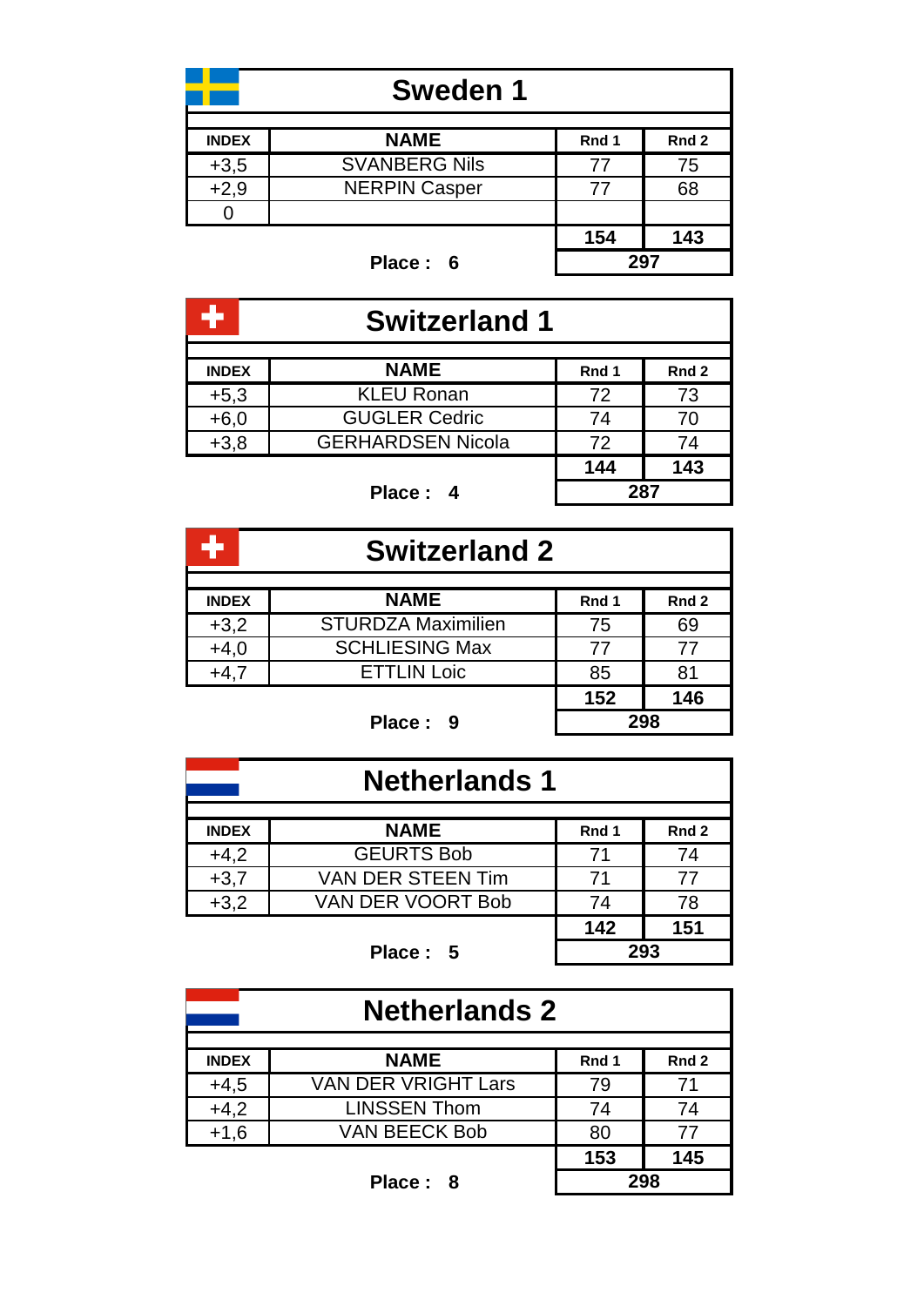## Sweden 1

| INDEX | NAME | Rnd 1 | Rnd 2 |
|---|---|---|---|
| +3,5 | SVANBERG Nils | 77 | 75 |
| +2,9 | NERPIN Casper | 77 | 68 |
| 0 | | | |
| | | **154** | **143** |
| | **Place : 6** | **297** | |

## Switzerland 1

| INDEX | NAME | Rnd 1 | Rnd 2 |
|---|---|---|---|
| +5,3 | KLEU Ronan | 72 | 73 |
| +6,0 | GUGLER Cedric | 74 | 70 |
| +3,8 | GERHARDSEN Nicola | 72 | 74 |
| | | **144** | **143** |
| | **Place : 4** | **287** | |

## Switzerland 2

| INDEX | NAME | Rnd 1 | Rnd 2 |
|---|---|---|---|
| +3,2 | STURDZA Maximilien | 75 | 69 |
| +4,0 | SCHLIESING Max | 77 | 77 |
| +4,7 | ETTLIN Loic | 85 | 81 |
| | | **152** | **146** |
| | **Place : 9** | **298** | |

## Netherlands 1

| INDEX | NAME | Rnd 1 | Rnd 2 |
|---|---|---|---|
| +4,2 | GEURTS Bob | 71 | 74 |
| +3,7 | VAN DER STEEN Tim | 71 | 77 |
| +3,2 | VAN DER VOORT Bob | 74 | 78 |
| | | **142** | **151** |
| | **Place : 5** | **293** | |

## Netherlands 2

| INDEX | NAME | Rnd 1 | Rnd 2 |
|---|---|---|---|
| +4,5 | VAN DER VRIGHT Lars | 79 | 71 |
| +4,2 | LINSSEN Thom | 74 | 74 |
| +1,6 | VAN BEECK Bob | 80 | 77 |
| | | **153** | **145** |
| | **Place : 8** | **298** | |